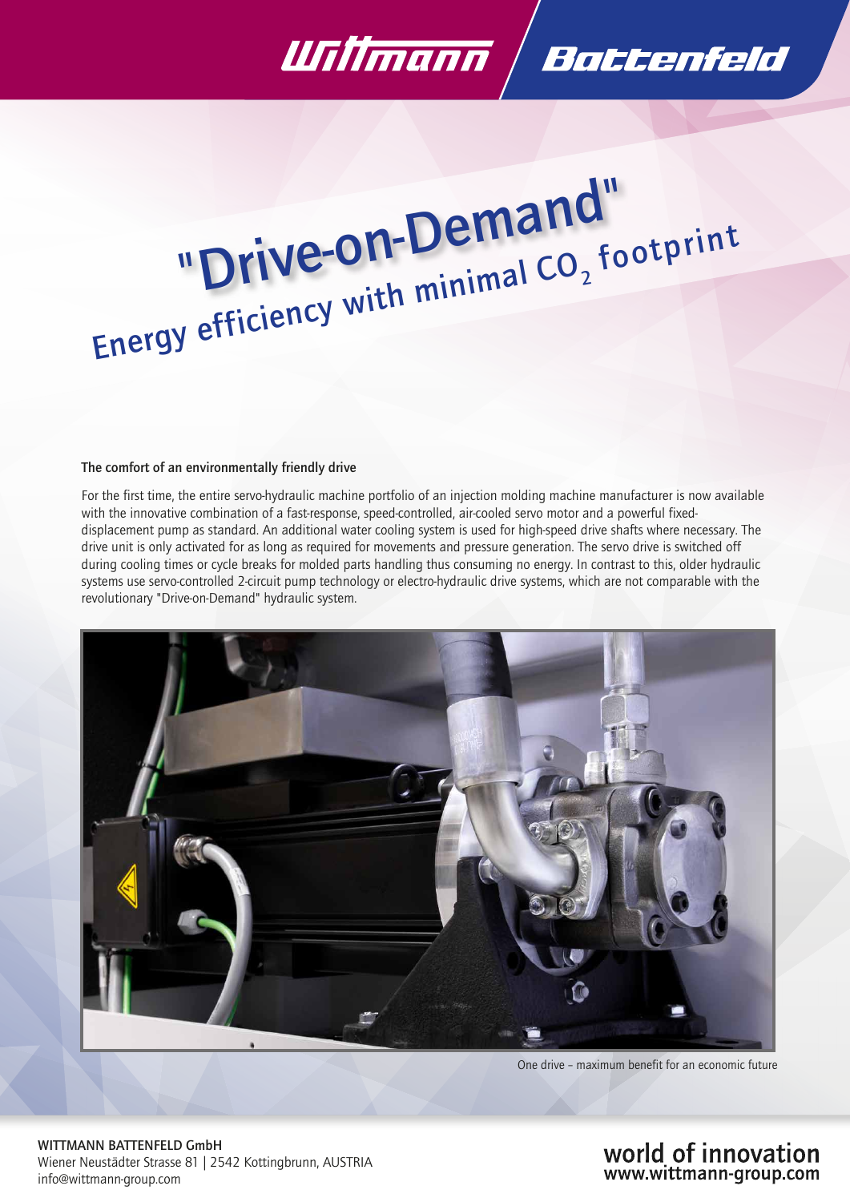Wittmann Battenfeld

# "Drive-on-Demand"

## Energy efficiency with minimal $CO_2$ footprint

**The comfort of an environmentally friendly drive**

For the first time, the entire servo-hydraulic machine portfolio of an injection molding machine manufacturer is now available with the innovative combination of a fast-response, speed-controlled, air-cooled servo motor and a powerful fixed-displacement pump as standard. An additional water cooling system is used for high-speed drive shafts where necessary. The drive unit is only activated for as long as required for movements and pressure generation. The servo drive is switched off during cooling times or cycle breaks for molded parts handling thus consuming no energy. In contrast to this, older hydraulic systems use servo-controlled 2-circuit pump technology or electro-hydraulic drive systems, which are not comparable with the revolutionary "Drive-on-Demand" hydraulic system.

One drive – maximum benefit for an economic future

WITTMANN BATTENFELD GmbH
Wiener Neustädter Strasse 81 | 2542 Kottingbrunn, AUSTRIA
info@wittmann-group.com

world of innovation
www.wittmann-group.com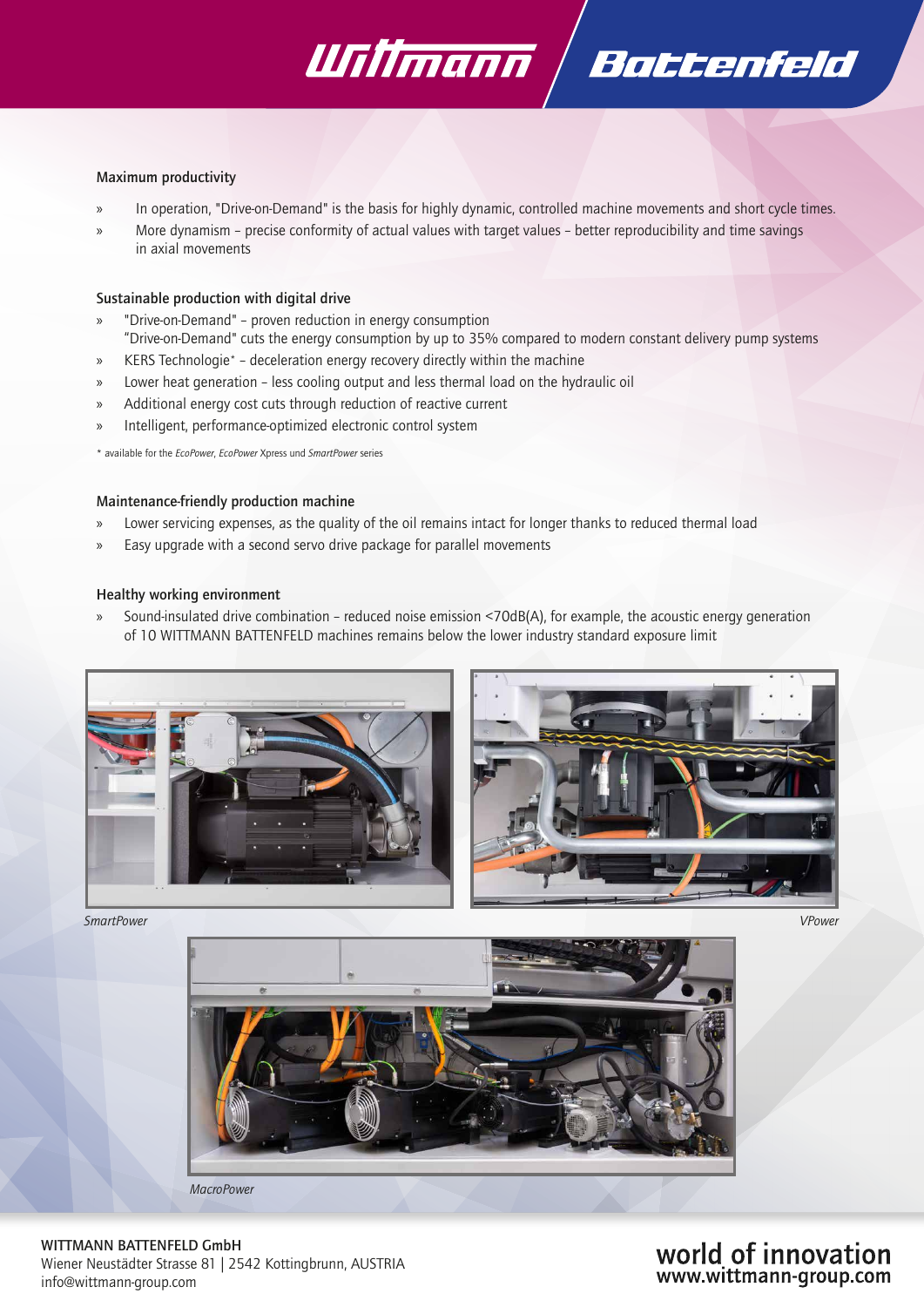### Maximum productivity

- In operation, "Drive-on-Demand" is the basis for highly dynamic, controlled machine movements and short cycle times.
- More dynamism – precise conformity of actual values with target values – better reproducibility and time savings in axial movements

### Sustainable production with digital drive

- "Drive-on-Demand" – proven reduction in energy consumption
  "Drive-on-Demand" cuts the energy consumption by up to 35% compared to modern constant delivery pump systems
- KERS Technologie* – deceleration energy recovery directly within the machine
- Lower heat generation – less cooling output and less thermal load on the hydraulic oil
- Additional energy cost cuts through reduction of reactive current
- Intelligent, performance-optimized electronic control system

\* available for the *EcoPower*, *EcoPower* Xpress und *SmartPower* series

### Maintenance-friendly production machine

- Lower servicing expenses, as the quality of the oil remains intact for longer thanks to reduced thermal load
- Easy upgrade with a second servo drive package for parallel movements

### Healthy working environment

- Sound-insulated drive combination – reduced noise emission <70dB(A), for example, the acoustic energy generation of 10 WITTMANN BATTENFELD machines remains below the lower industry standard exposure limit

*SmartPower*

*VPower*

*MacroPower*

WITTMANN BATTENFELD GmbH
Wiener Neustädter Strasse 81 | 2542 Kottingbrunn, AUSTRIA
info@wittmann-group.com

world of innovation
www.wittmann-group.com